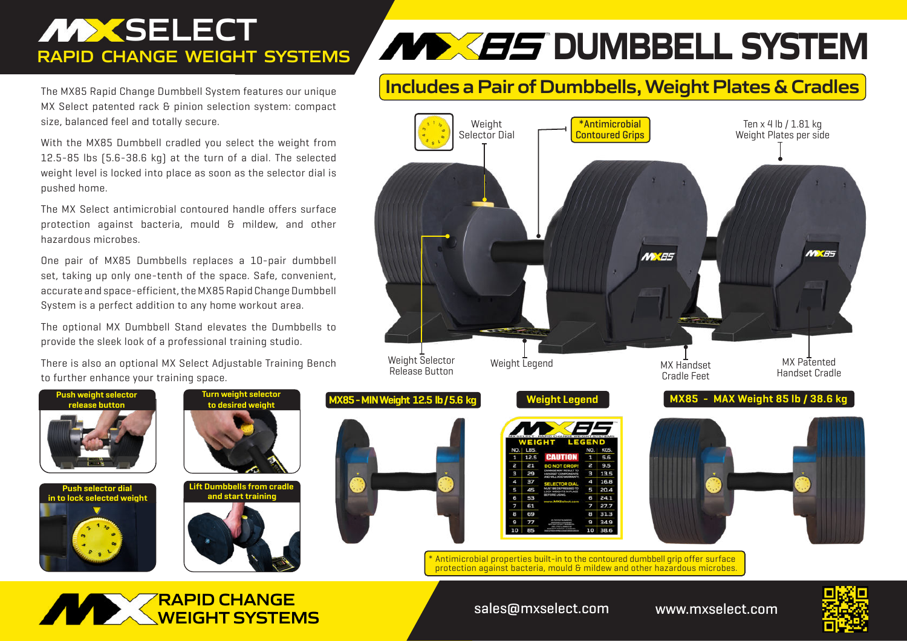# MX SELECT

## RAPID CHANGE WEIGHT SYSTEMS

# MX85™ DUMBBELL SYSTEM

## Includes a Pair of Dumbbells, Weight Plates & Cradles

The MX85 Rapid Change Dumbbell System features our unique MX Select patented rack & pinion selection system: compact size, balanced feel and totally secure.

With the MX85 Dumbbell cradled you select the weight from 12.5-85 lbs (5.6-38.6 kg) at the turn of a dial. The selected weight level is locked into place as soon as the selector dial is pushed home.

The MX Select antimicrobial contoured handle offers surface protection against bacteria, mould & mildew, and other hazardous microbes.

One pair of MX85 Dumbbells replaces a 10-pair dumbbell set, taking up only one-tenth of the space. Safe, convenient, accurate and space-efficient, the MX85 Rapid Change Dumbbell System is a perfect addition to any home workout area.

The optional MX Dumbbell Stand elevates the Dumbbells to provide the sleek look of a professional training studio.

There is also an optional MX Select Adjustable Training Bench to further enhance your training space.

- Weight Selector Dial
- *Antimicrobial Contoured Grips
- Ten x 4 lb / 1.81 kg Weight Plates per side
- Weight Selector Release Button
- Weight Legend
- MX Handset Cradle Feet
- MX Patented Handset Cradle

**Push weight selector release button**

**Turn weight selector to desired weight**

**Push selector dial in to lock selected weight**

**Lift Dumbbells from cradle and start training**

**MX85 - MIN Weight 12.5 lb / 5.6 kg**

**Weight Legend**

MX85 — MX SELECT - RAPID CHANGE WEIGHT SYSTEMS

| NO. | LBS. | WEIGHT LEGEND | NO. | KGS. |
|---|---|---|---|---|
| 1 | 12.5 | CAUTION | 1 | 5.6 |
| 2 | 21 | DO NOT DROP! | 2 | 9.5 |
| 3 | 29 | DAMAGE MAY RESULT TO HANDSET COMPONENTS AND WILL VOID WARRANTY. | 3 | 13.5 |
| 4 | 37 | SELECTOR DIAL | 4 | 16.8 |
| 5 | 45 | MUST BE DEPRESSED TO LOCK WEIGHTS IN PLACE BEFORE USING. | 5 | 20.4 |
| 6 | 53 | www.MXSelect.com | 6 | 24.1 |
| 7 | 61 | | 7 | 27.7 |
| 8 | 69 | | 8 | 31.3 |
| 9 | 77 | | 9 | 34.9 |
| 10 | 85 | | 10 | 38.6 |

**MX85 - MAX Weight 85 lb / 38.6 kg**

\* Antimicrobial properties built-in to the contoured dumbbell grip offer surface protection against bacteria, mould & mildew and other hazardous microbes.

**MX RAPID CHANGE WEIGHT SYSTEMS**

sales@mxselect.com

www.mxselect.com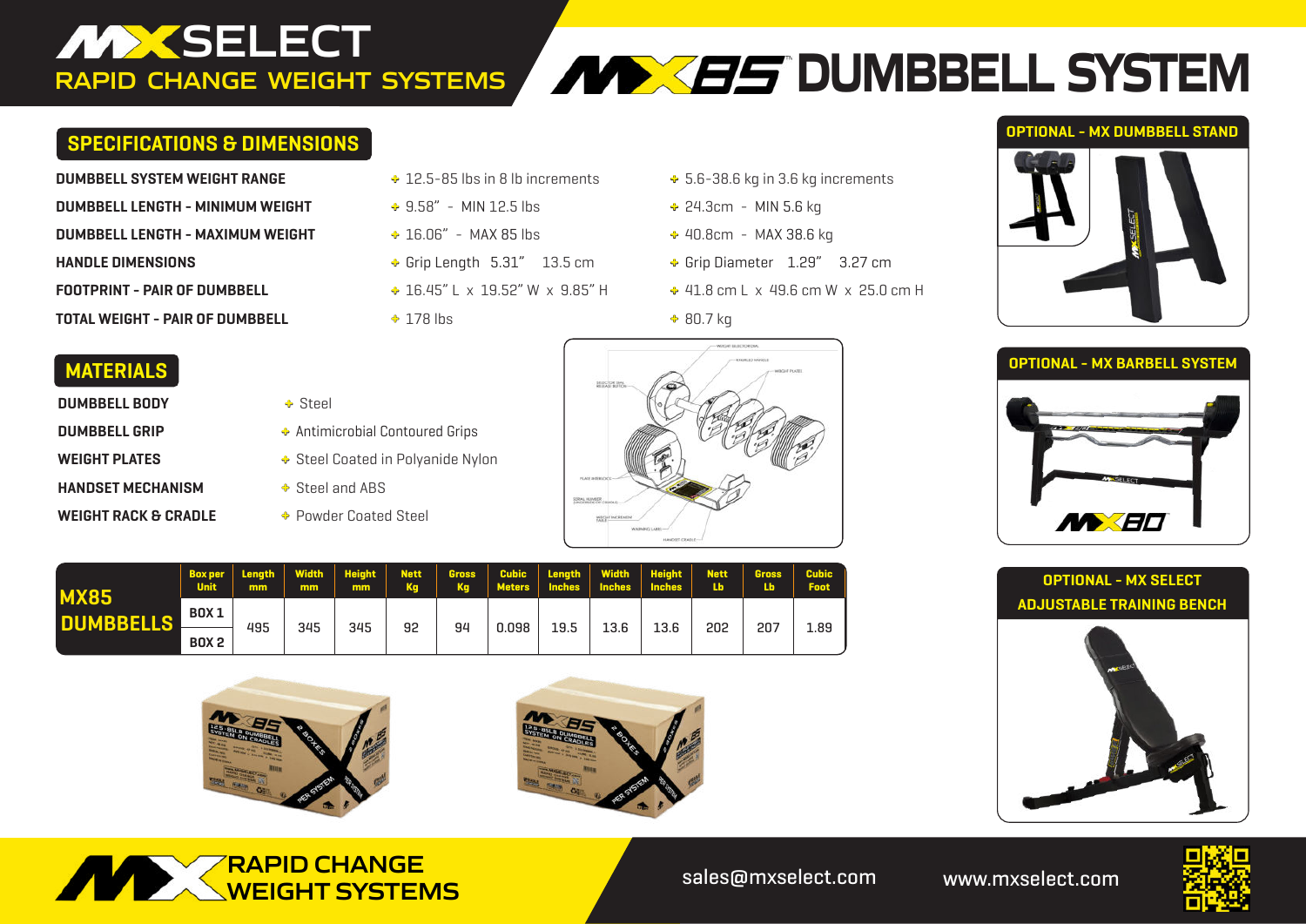# MX SELECT
## RAPID CHANGE WEIGHT SYSTEMS

# MX85™ DUMBBELL SYSTEM

## SPECIFICATIONS & DIMENSIONS

| | | |
|---|---|---|
| **DUMBBELL SYSTEM WEIGHT RANGE** | 12.5-85 lbs in 8 lb increments | 5.6-38.6 kg in 3.6 kg increments |
| **DUMBBELL LENGTH - MINIMUM WEIGHT** | 9.58" - MIN 12.5 lbs | 24.3cm - MIN 5.6 kg |
| **DUMBBELL LENGTH - MAXIMUM WEIGHT** | 16.06" - MAX 85 lbs | 40.8cm - MAX 38.6 kg |
| **HANDLE DIMENSIONS** | Grip Length 5.31" 13.5 cm | Grip Diameter 1.29" 3.27 cm |
| **FOOTPRINT - PAIR OF DUMBBELL** | 16.45" L x 19.52" W x 9.85" H | 41.8 cm L x 49.6 cm W x 25.0 cm H |
| **TOTAL WEIGHT - PAIR OF DUMBBELL** | 178 lbs | 80.7 kg |

## MATERIALS

| | |
|---|---|
| **DUMBBELL BODY** | Steel |
| **DUMBBELL GRIP** | Antimicrobial Contoured Grips |
| **WEIGHT PLATES** | Steel Coated in Polyanide Nylon |
| **HANDSET MECHANISM** | Steel and ABS |
| **WEIGHT RACK & CRADLE** | Powder Coated Steel |

| MX85 DUMBBELLS | Box per Unit | Length mm | Width mm | Height mm | Nett Kg | Gross Kg | Cubic Meters | Length Inches | Width Inches | Height Inches | Nett Lb | Gross Lb | Cubic Foot |
|---|---|---|---|---|---|---|---|---|---|---|---|---|---|
| | BOX 1 | 495 | 345 | 345 | 92 | 94 | 0.098 | 19.5 | 13.6 | 13.6 | 202 | 207 | 1.89 |
| | BOX 2 | | | | | | | | | | | | |

## OPTIONAL - MX DUMBBELL STAND

## OPTIONAL - MX BARBELL SYSTEM

MX80

## OPTIONAL - MX SELECT ADJUSTABLE TRAINING BENCH

MX RAPID CHANGE WEIGHT SYSTEMS

sales@mxselect.com

www.mxselect.com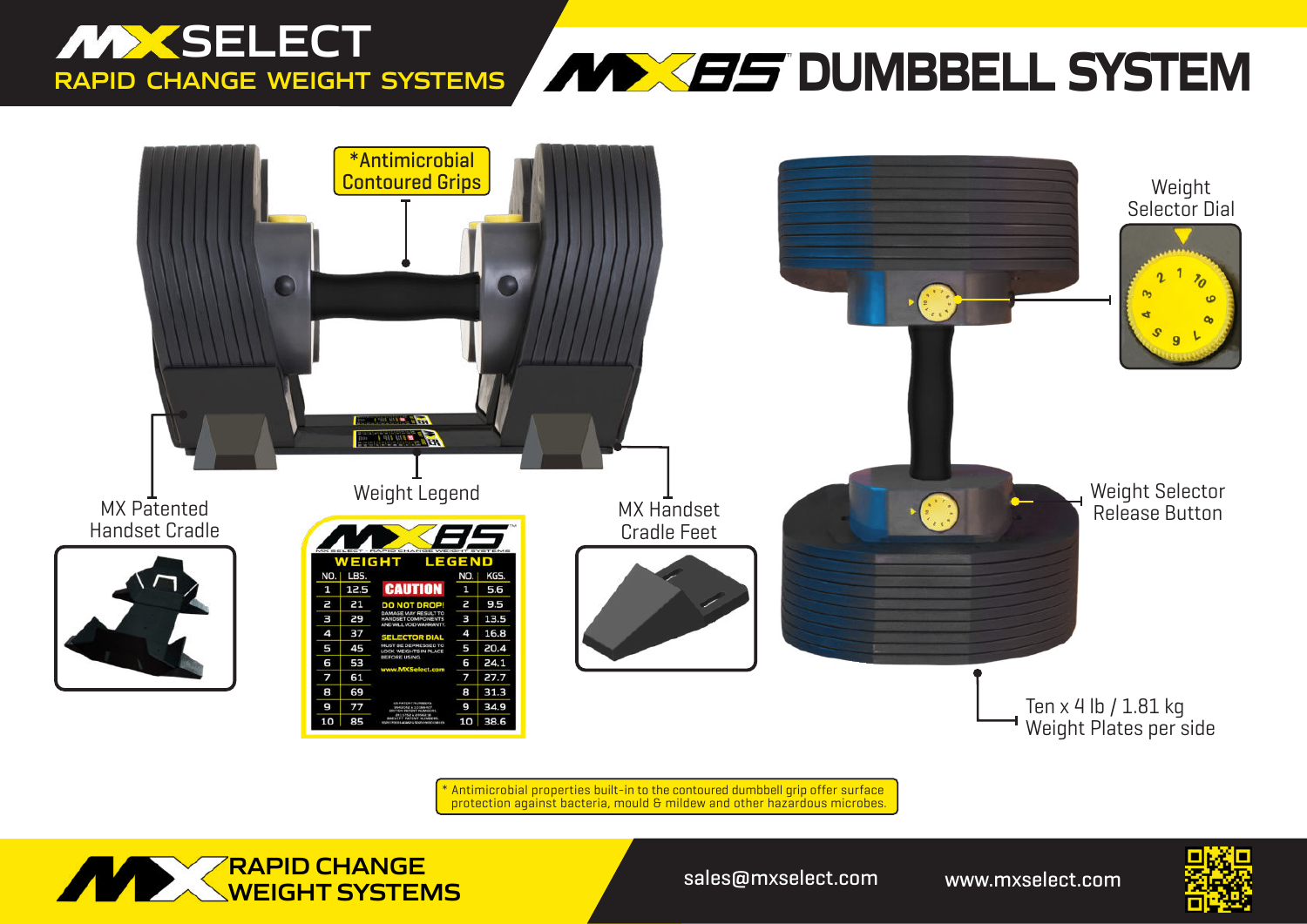# MX SELECT
## RAPID CHANGE WEIGHT SYSTEMS

# MX85 DUMBBELL SYSTEM

*Antimicrobial Contoured Grips

Weight Selector Dial

MX Patented Handset Cradle

Weight Legend

MX Handset Cradle Feet

Weight Selector Release Button

Ten x 4 lb / 1.81 kg Weight Plates per side

**MX85**

MX SELECT · RAPID CHANGE WEIGHT SYSTEMS

**WEIGHT LEGEND**

| NO. | LBS. | | NO. | KGS. |
|---|---|---|---|---|
| 1 | 12.5 | **CAUTION** | 1 | 5.6 |
| 2 | 21 | **DO NOT DROP!** DAMAGE MAY RESULT TO HANDSET COMPONENTS AND WILL VOID WARRANTY. | 2 | 9.5 |
| 3 | 29 | | 3 | 13.5 |
| 4 | 37 | **SELECTOR DIAL** MUST BE DEPRESSED TO LOCK WEIGHTS IN PLACE BEFORE USING. | 4 | 16.8 |
| 5 | 45 | | 5 | 20.4 |
| 6 | 53 | www.MXSelect.com | 6 | 24.1 |
| 7 | 61 | | 7 | 27.7 |
| 8 | 69 | | 8 | 31.3 |
| 9 | 77 | | 9 | 34.9 |
| 10 | 85 | | 10 | 38.6 |

* Antimicrobial properties built-in to the contoured dumbbell grip offer surface protection against bacteria, mould & mildew and other hazardous microbes.

MX RAPID CHANGE WEIGHT SYSTEMS

sales@mxselect.com

www.mxselect.com